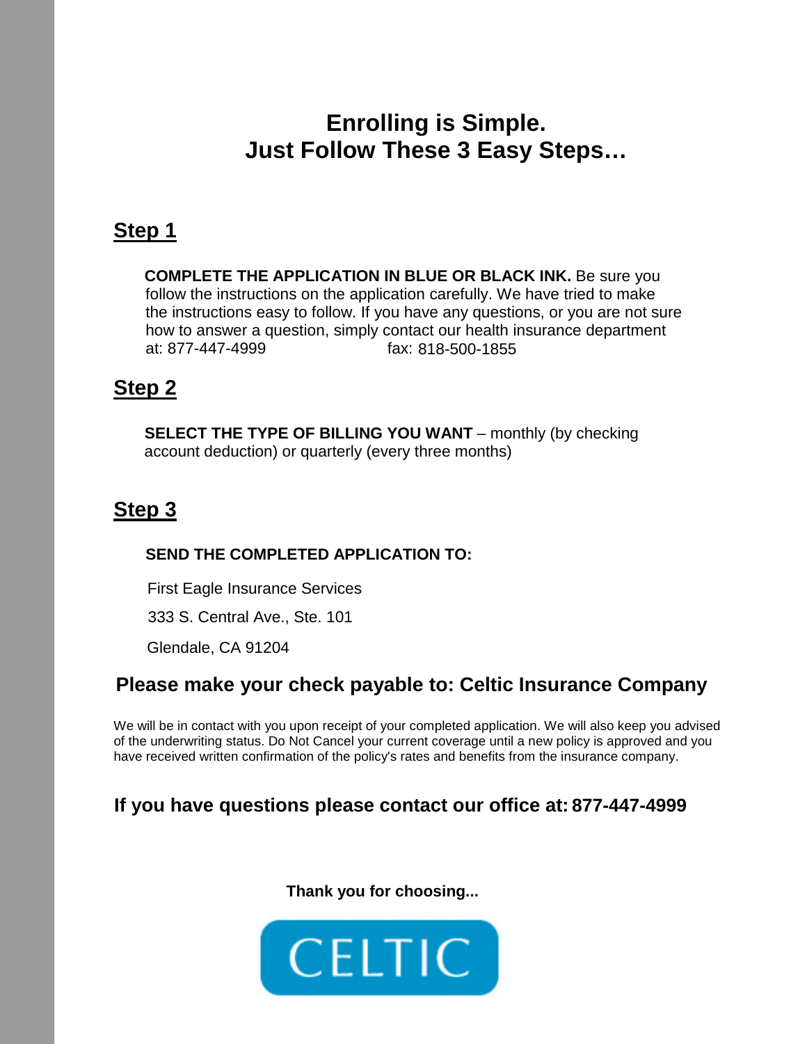# Enrolling is Simple.
# Just Follow These 3 Easy Steps…

## Step 1

**COMPLETE THE APPLICATION IN BLUE OR BLACK INK.** Be sure you follow the instructions on the application carefully. We have tried to make the instructions easy to follow. If you have any questions, or you are not sure how to answer a question, simply contact our health insurance department at: 877-447-4999 fax: 818-500-1855

## Step 2

**SELECT THE TYPE OF BILLING YOU WANT** – monthly (by checking account deduction) or quarterly (every three months)

## Step 3

**SEND THE COMPLETED APPLICATION TO:**

First Eagle Insurance Services

333 S. Central Ave., Ste. 101

Glendale, CA 91204

### Please make your check payable to: Celtic Insurance Company

We will be in contact with you upon receipt of your completed application. We will also keep you advised of the underwriting status. Do Not Cancel your current coverage until a new policy is approved and you have received written confirmation of the policy's rates and benefits from the insurance company.

### If you have questions please contact our office at: 877-447-4999

**Thank you for choosing...**

CELTIC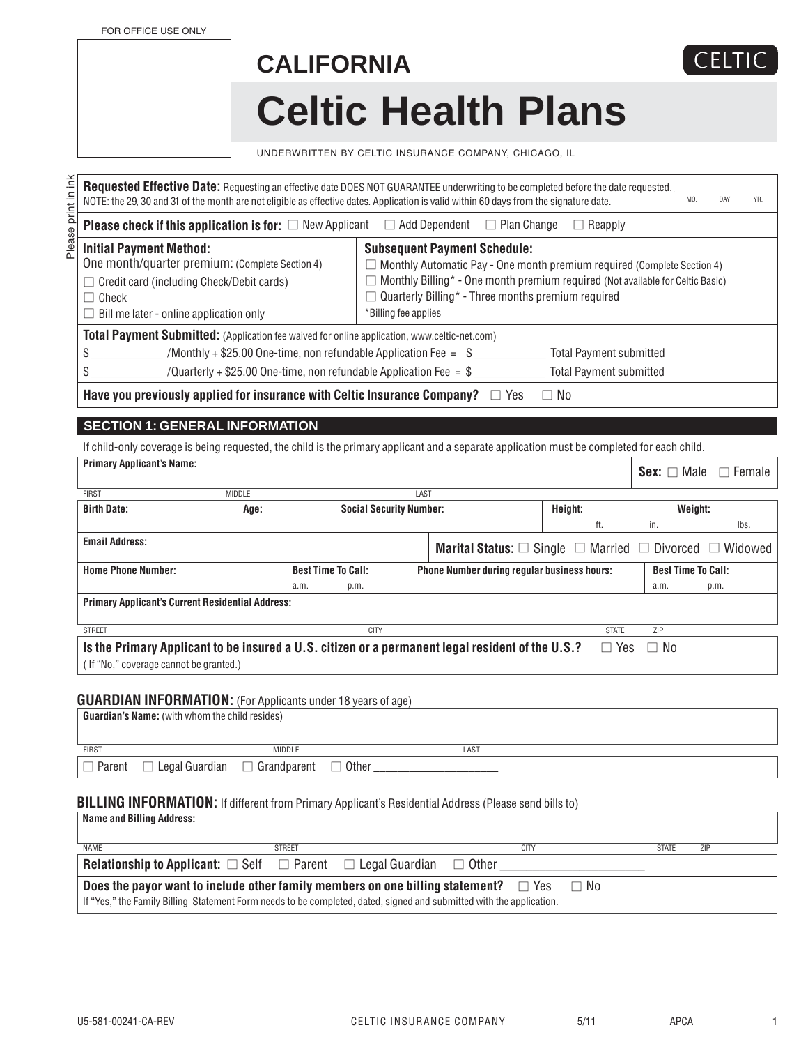FOR OFFICE USE ONLY

# CALIFORNIA

# Celtic Health Plans

CELTIC

UNDERWRITTEN BY CELTIC INSURANCE COMPANY, CHICAGO, IL

Please print in ink

**Requested Effective Date:** Requesting an effective date DOES NOT GUARANTEE underwriting to be completed before the date requested. ______ ______ ______ (MO. DAY YR.)
NOTE: the 29, 30 and 31 of the month are not eligible as effective dates. Application is valid within 60 days from the signature date.

**Please check if this application is for:** ☐ New Applicant ☐ Add Dependent ☐ Plan Change ☐ Reapply

**Initial Payment Method:**
One month/quarter premium: (Complete Section 4)
☐ Credit card (including Check/Debit cards)
☐ Check
☐ Bill me later - online application only

**Subsequent Payment Schedule:**
☐ Monthly Automatic Pay - One month premium required (Complete Section 4)
☐ Monthly Billing* - One month premium required (Not available for Celtic Basic)
☐ Quarterly Billing* - Three months premium required
*Billing fee applies

**Total Payment Submitted:** (Application fee waived for online application, www.celtic-net.com)
$ ____________ /Monthly + $25.00 One-time, non refundable Application Fee = $ ____________ Total Payment submitted
$ ____________ /Quarterly + $25.00 One-time, non refundable Application Fee = $ ____________ Total Payment submitted

**Have you previously applied for insurance with Celtic Insurance Company?** ☐ Yes ☐ No

## SECTION 1: GENERAL INFORMATION

If child-only coverage is being requested, the child is the primary applicant and a separate application must be completed for each child.

**Primary Applicant's Name:** FIRST MIDDLE LAST — **Sex:** ☐ Male ☐ Female

**Birth Date:** | **Age:** | **Social Security Number:** | **Height:** ft. in. | **Weight:** lbs.

**Email Address:** | **Marital Status:** ☐ Single ☐ Married ☐ Divorced ☐ Widowed

**Home Phone Number:** | **Best Time To Call:** a.m. p.m. | **Phone Number during regular business hours:** | **Best Time To Call:** a.m. p.m.

**Primary Applicant's Current Residential Address:**
STREET CITY STATE ZIP

**Is the Primary Applicant to be insured a U.S. citizen or a permanent legal resident of the U.S.?** ☐ Yes ☐ No
(If "No," coverage cannot be granted.)

### GUARDIAN INFORMATION: (For Applicants under 18 years of age)

**Guardian's Name:** (with whom the child resides)
FIRST MIDDLE LAST

☐ Parent ☐ Legal Guardian ☐ Grandparent ☐ Other ____________________

### BILLING INFORMATION: If different from Primary Applicant's Residential Address (Please send bills to)

**Name and Billing Address:**
NAME STREET CITY STATE ZIP

**Relationship to Applicant:** ☐ Self ☐ Parent ☐ Legal Guardian ☐ Other ____________________

**Does the payor want to include other family members on one billing statement?** ☐ Yes ☐ No
If "Yes," the Family Billing Statement Form needs to be completed, dated, signed and submitted with the application.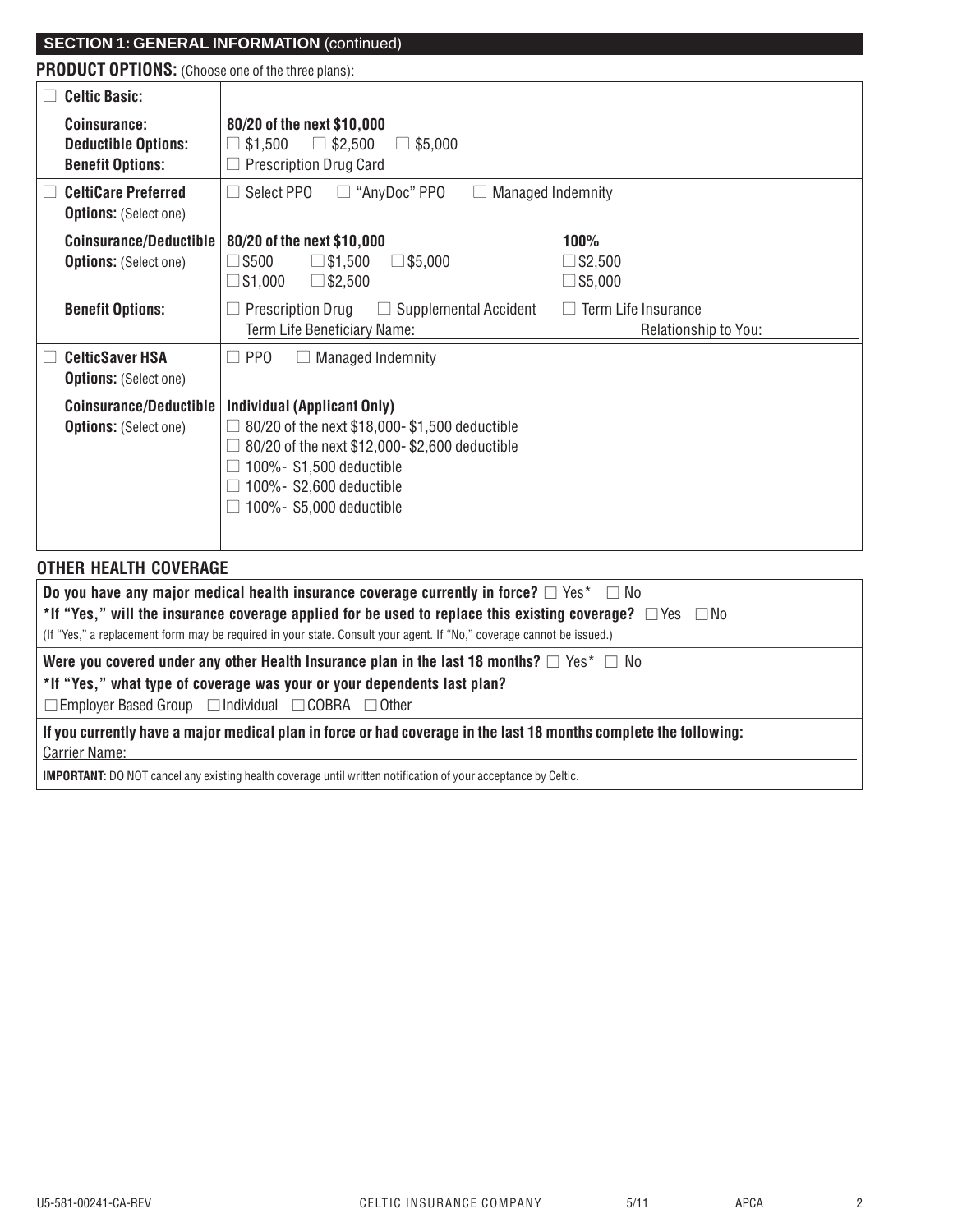## SECTION 1: GENERAL INFORMATION (continued)

**PRODUCT OPTIONS:** (Choose one of the three plans):

| | | |
|---|---|---|
| ☐ **Celtic Basic:** | | |
| **Coinsurance:** | **80/20 of the next $10,000** | |
| **Deductible Options:** | ☐ $1,500 ☐ $2,500 ☐ $5,000 | |
| **Benefit Options:** | ☐ Prescription Drug Card | |
| ☐ **CeltiCare Preferred Options:** (Select one) | ☐ Select PPO ☐ "AnyDoc" PPO ☐ Managed Indemnity | |
| **Coinsurance/Deductible Options:** (Select one) | **80/20 of the next $10,000**<br>☐ $500 ☐ $1,500 ☐ $5,000<br>☐ $1,000 ☐ $2,500 | **100%**<br>☐ $2,500<br>☐ $5,000 |
| **Benefit Options:** | ☐ Prescription Drug ☐ Supplemental Accident<br>Term Life Beneficiary Name: | ☐ Term Life Insurance<br>Relationship to You: |
| ☐ **CelticSaver HSA Options:** (Select one) | ☐ PPO ☐ Managed Indemnity | |
| **Coinsurance/Deductible Options:** (Select one) | **Individual (Applicant Only)**<br>☐ 80/20 of the next $18,000- $1,500 deductible<br>☐ 80/20 of the next $12,000- $2,600 deductible<br>☐ 100%- $1,500 deductible<br>☐ 100%- $2,600 deductible<br>☐ 100%- $5,000 deductible | |

## OTHER HEALTH COVERAGE

**Do you have any major medical health insurance coverage currently in force?** ☐ Yes* ☐ No

**\*If "Yes," will the insurance coverage applied for be used to replace this existing coverage?** ☐ Yes ☐ No

(If "Yes," a replacement form may be required in your state. Consult your agent. If "No," coverage cannot be issued.)

**Were you covered under any other Health Insurance plan in the last 18 months?** ☐ Yes* ☐ No

**\*If "Yes," what type of coverage was your or your dependents last plan?**

☐ Employer Based Group ☐ Individual ☐ COBRA ☐ Other

**If you currently have a major medical plan in force or had coverage in the last 18 months complete the following:**

Carrier Name:

**IMPORTANT:** DO NOT cancel any existing health coverage until written notification of your acceptance by Celtic.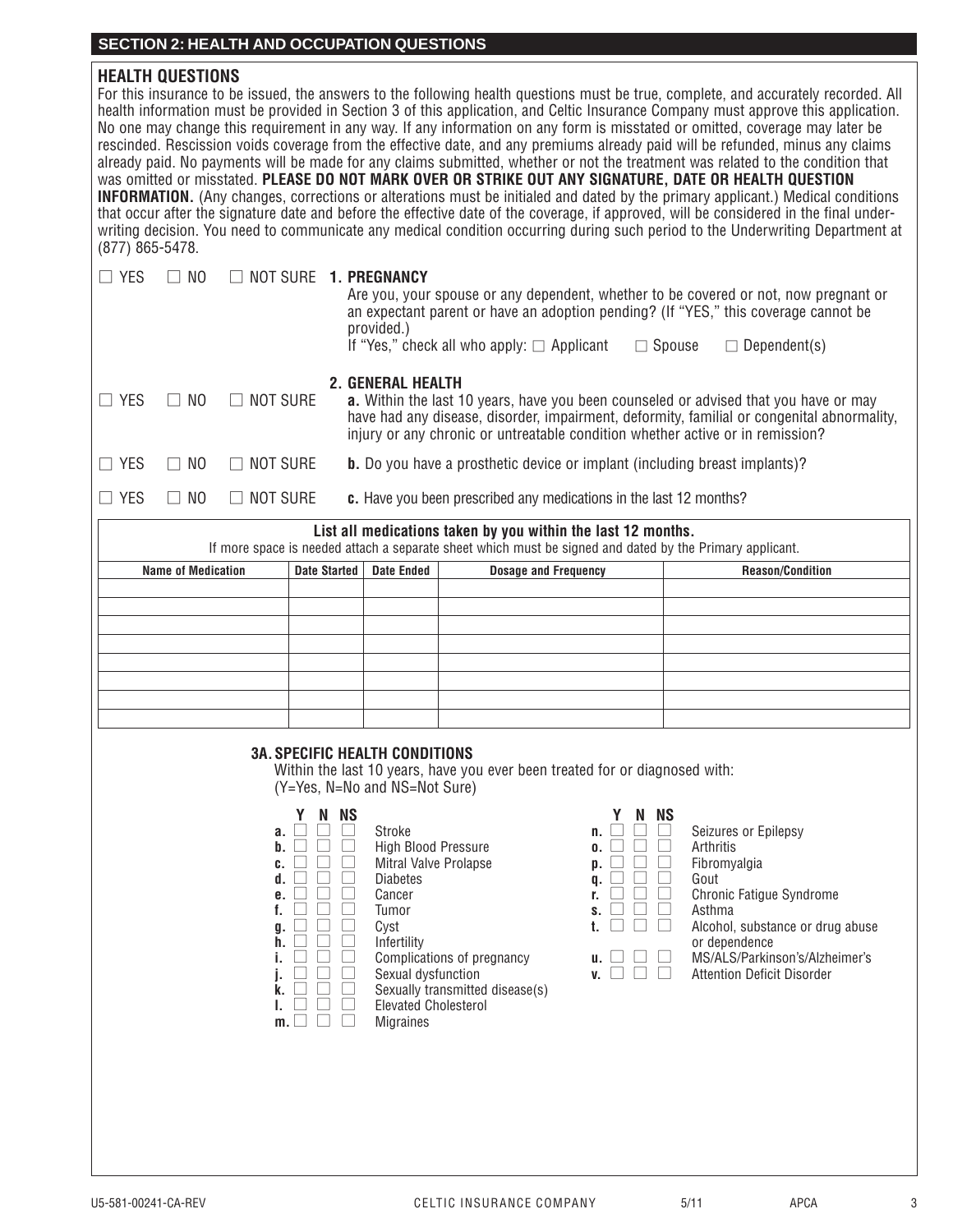## SECTION 2: HEALTH AND OCCUPATION QUESTIONS

### HEALTH QUESTIONS

For this insurance to be issued, the answers to the following health questions must be true, complete, and accurately recorded. All health information must be provided in Section 3 of this application, and Celtic Insurance Company must approve this application. No one may change this requirement in any way. If any information on any form is misstated or omitted, coverage may later be rescinded. Rescission voids coverage from the effective date, and any premiums already paid will be refunded, minus any claims already paid. No payments will be made for any claims submitted, whether or not the treatment was related to the condition that was omitted or misstated. **PLEASE DO NOT MARK OVER OR STRIKE OUT ANY SIGNATURE, DATE OR HEALTH QUESTION INFORMATION.** (Any changes, corrections or alterations must be initialed and dated by the primary applicant.) Medical conditions that occur after the signature date and before the effective date of the coverage, if approved, will be considered in the final underwriting decision. You need to communicate any medical condition occurring during such period to the Underwriting Department at (877) 865-5478.

☐ YES ☐ NO ☐ NOT SURE **1. PREGNANCY**

Are you, your spouse or any dependent, whether to be covered or not, now pregnant or an expectant parent or have an adoption pending? (If "YES," this coverage cannot be provided.)

If "Yes," check all who apply: ☐ Applicant ☐ Spouse ☐ Dependent(s)

**2. GENERAL HEALTH**

☐ YES ☐ NO ☐ NOT SURE **a.** Within the last 10 years, have you been counseled or advised that you have or may have had any disease, disorder, impairment, deformity, familial or congenital abnormality, injury or any chronic or untreatable condition whether active or in remission?

☐ YES ☐ NO ☐ NOT SURE **b.** Do you have a prosthetic device or implant (including breast implants)?

☐ YES ☐ NO ☐ NOT SURE **c.** Have you been prescribed any medications in the last 12 months?

**List all medications taken by you within the last 12 months.**

If more space is needed attach a separate sheet which must be signed and dated by the Primary applicant.

| Name of Medication | Date Started | Date Ended | Dosage and Frequency | Reason/Condition |
|---|---|---|---|---|
| | | | | |
| | | | | |
| | | | | |
| | | | | |
| | | | | |
| | | | | |
| | | | | |
| | | | | |

**3A. SPECIFIC HEALTH CONDITIONS**

Within the last 10 years, have you ever been treated for or diagnosed with:
(Y=Yes, N=No and NS=Not Sure)

| | Y | N | NS | |
|---|---|---|---|---|
| a. | ☐ | ☐ | ☐ | Stroke |
| b. | ☐ | ☐ | ☐ | High Blood Pressure |
| c. | ☐ | ☐ | ☐ | Mitral Valve Prolapse |
| d. | ☐ | ☐ | ☐ | Diabetes |
| e. | ☐ | ☐ | ☐ | Cancer |
| f. | ☐ | ☐ | ☐ | Tumor |
| g. | ☐ | ☐ | ☐ | Cyst |
| h. | ☐ | ☐ | ☐ | Infertility |
| i. | ☐ | ☐ | ☐ | Complications of pregnancy |
| j. | ☐ | ☐ | ☐ | Sexual dysfunction |
| k. | ☐ | ☐ | ☐ | Sexually transmitted disease(s) |
| l. | ☐ | ☐ | ☐ | Elevated Cholesterol |
| m. | ☐ | ☐ | ☐ | Migraines |
| n. | ☐ | ☐ | ☐ | Seizures or Epilepsy |
| o. | ☐ | ☐ | ☐ | Arthritis |
| p. | ☐ | ☐ | ☐ | Fibromyalgia |
| q. | ☐ | ☐ | ☐ | Gout |
| r. | ☐ | ☐ | ☐ | Chronic Fatigue Syndrome |
| s. | ☐ | ☐ | ☐ | Asthma |
| t. | ☐ | ☐ | ☐ | Alcohol, substance or drug abuse or dependence |
| u. | ☐ | ☐ | ☐ | MS/ALS/Parkinson's/Alzheimer's |
| v. | ☐ | ☐ | ☐ | Attention Deficit Disorder |

U5-581-00241-CA-REV CELTIC INSURANCE COMPANY 5/11 APCA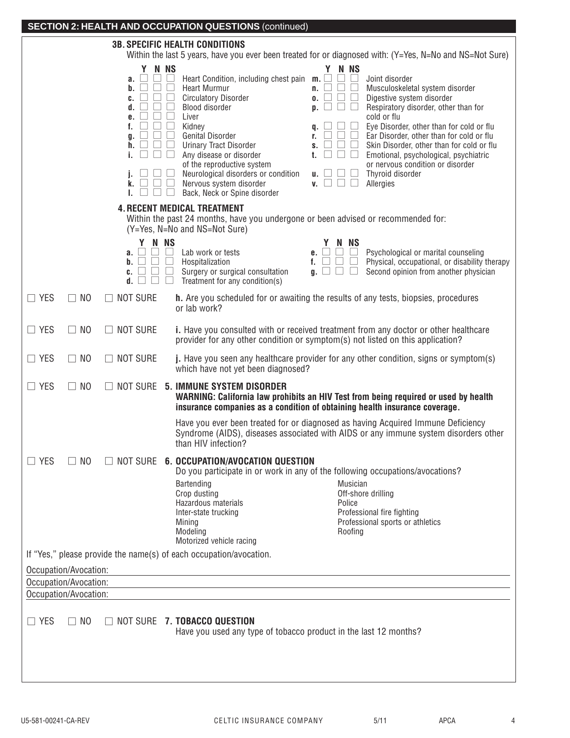## SECTION 2: HEALTH AND OCCUPATION QUESTIONS (continued)

### 3B. SPECIFIC HEALTH CONDITIONS

Within the last 5 years, have you ever been treated for or diagnosed with: (Y=Yes, N=No and NS=Not Sure)

| | Y | N | NS | | | Y | N | NS | |
|---|---|---|---|---|---|---|---|---|---|
| a. | ☐ | ☐ | ☐ | Heart Condition, including chest pain | m. | ☐ | ☐ | ☐ | Joint disorder |
| b. | ☐ | ☐ | ☐ | Heart Murmur | n. | ☐ | ☐ | ☐ | Musculoskeletal system disorder |
| c. | ☐ | ☐ | ☐ | Circulatory Disorder | o. | ☐ | ☐ | ☐ | Digestive system disorder |
| d. | ☐ | ☐ | ☐ | Blood disorder | p. | ☐ | ☐ | ☐ | Respiratory disorder, other than for cold or flu |
| e. | ☐ | ☐ | ☐ | Liver | | | | | |
| f. | ☐ | ☐ | ☐ | Kidney | q. | ☐ | ☐ | ☐ | Eye Disorder, other than for cold or flu |
| g. | ☐ | ☐ | ☐ | Genital Disorder | r. | ☐ | ☐ | ☐ | Ear Disorder, other than for cold or flu |
| h. | ☐ | ☐ | ☐ | Urinary Tract Disorder | s. | ☐ | ☐ | ☐ | Skin Disorder, other than for cold or flu |
| i. | ☐ | ☐ | ☐ | Any disease or disorder of the reproductive system | t. | ☐ | ☐ | ☐ | Emotional, psychological, psychiatric or nervous condition or disorder |
| j. | ☐ | ☐ | ☐ | Neurological disorders or condition | u. | ☐ | ☐ | ☐ | Thyroid disorder |
| k. | ☐ | ☐ | ☐ | Nervous system disorder | v. | ☐ | ☐ | ☐ | Allergies |
| l. | ☐ | ☐ | ☐ | Back, Neck or Spine disorder | | | | | |

### 4. RECENT MEDICAL TREATMENT

Within the past 24 months, have you undergone or been advised or recommended for: (Y=Yes, N=No and NS=Not Sure)

| | Y | N | NS | | | Y | N | NS | |
|---|---|---|---|---|---|---|---|---|---|
| a. | ☐ | ☐ | ☐ | Lab work or tests | e. | ☐ | ☐ | ☐ | Psychological or marital counseling |
| b. | ☐ | ☐ | ☐ | Hospitalization | f. | ☐ | ☐ | ☐ | Physical, occupational, or disability therapy |
| c. | ☐ | ☐ | ☐ | Surgery or surgical consultation | g. | ☐ | ☐ | ☐ | Second opinion from another physician |
| d. | ☐ | ☐ | ☐ | Treatment for any condition(s) | | | | | |

☐ YES ☐ NO ☐ NOT SURE **h.** Are you scheduled for or awaiting the results of any tests, biopsies, procedures or lab work?

☐ YES ☐ NO ☐ NOT SURE **i.** Have you consulted with or received treatment from any doctor or other healthcare provider for any other condition or symptom(s) not listed on this application?

☐ YES ☐ NO ☐ NOT SURE **j.** Have you seen any healthcare provider for any other condition, signs or symptom(s) which have not yet been diagnosed?

☐ YES ☐ NO ☐ NOT SURE **5. IMMUNE SYSTEM DISORDER**

**WARNING: California law prohibits an HIV Test from being required or used by health insurance companies as a condition of obtaining health insurance coverage.**

Have you ever been treated for or diagnosed as having Acquired Immune Deficiency Syndrome (AIDS), diseases associated with AIDS or any immune system disorders other than HIV infection?

☐ YES ☐ NO ☐ NOT SURE **6. OCCUPATION/AVOCATION QUESTION**

Do you participate in or work in any of the following occupations/avocations?

- Bartending
- Crop dusting
- Hazardous materials
- Inter-state trucking
- Mining
- Modeling
- Motorized vehicle racing
- Musician
- Off-shore drilling
- Police
- Professional fire fighting
- Professional sports or athletics
- Roofing

If "Yes," please provide the name(s) of each occupation/avocation.

Occupation/Avocation: \_\_\_\_\_\_\_\_\_\_\_\_\_\_\_\_

Occupation/Avocation: \_\_\_\_\_\_\_\_\_\_\_\_\_\_\_\_

Occupation/Avocation: \_\_\_\_\_\_\_\_\_\_\_\_\_\_\_\_

☐ YES ☐ NO ☐ NOT SURE **7. TOBACCO QUESTION**

Have you used any type of tobacco product in the last 12 months?

U5-581-00241-CA-REV CELTIC INSURANCE COMPANY 5/11 APCA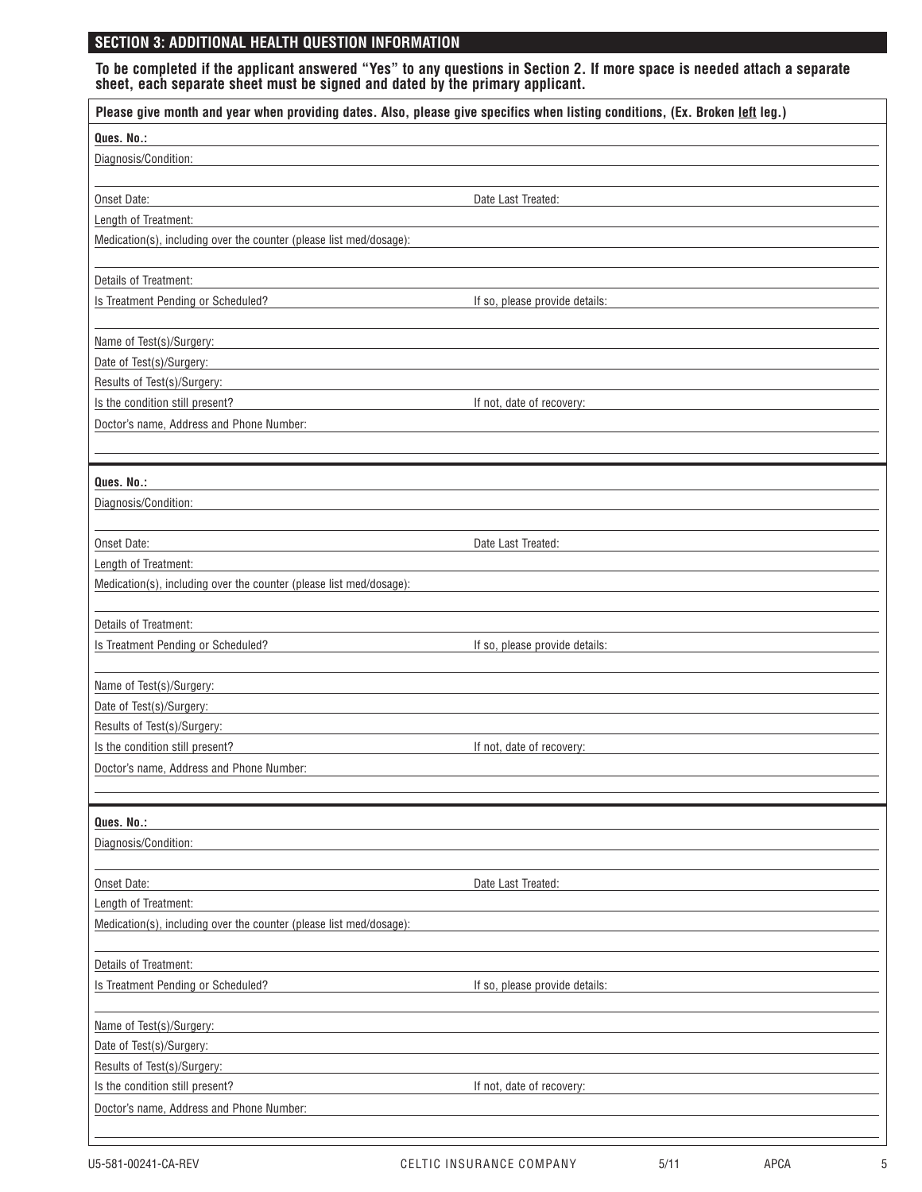## SECTION 3: ADDITIONAL HEALTH QUESTION INFORMATION

**To be completed if the applicant answered "Yes" to any questions in Section 2. If more space is needed attach a separate sheet, each separate sheet must be signed and dated by the primary applicant.**

**Please give month and year when providing dates. Also, please give specifics when listing conditions, (Ex. Broken left leg.)**

**Ques. No.:**

Diagnosis/Condition:

Onset Date: Date Last Treated:

Length of Treatment:

Medication(s), including over the counter (please list med/dosage):

Details of Treatment:

Is Treatment Pending or Scheduled? If so, please provide details:

Name of Test(s)/Surgery:

Date of Test(s)/Surgery:

Results of Test(s)/Surgery:

Is the condition still present? If not, date of recovery:

Doctor's name, Address and Phone Number:

---

**Ques. No.:**

Diagnosis/Condition:

Onset Date: Date Last Treated:

Length of Treatment:

Medication(s), including over the counter (please list med/dosage):

Details of Treatment:

Is Treatment Pending or Scheduled? If so, please provide details:

Name of Test(s)/Surgery:

Date of Test(s)/Surgery:

Results of Test(s)/Surgery:

Is the condition still present? If not, date of recovery:

Doctor's name, Address and Phone Number:

---

**Ques. No.:**

Diagnosis/Condition:

Onset Date: Date Last Treated:

Length of Treatment:

Medication(s), including over the counter (please list med/dosage):

Details of Treatment:

Is Treatment Pending or Scheduled? If so, please provide details:

Name of Test(s)/Surgery:

Date of Test(s)/Surgery:

Results of Test(s)/Surgery:

Is the condition still present? If not, date of recovery:

Doctor's name, Address and Phone Number: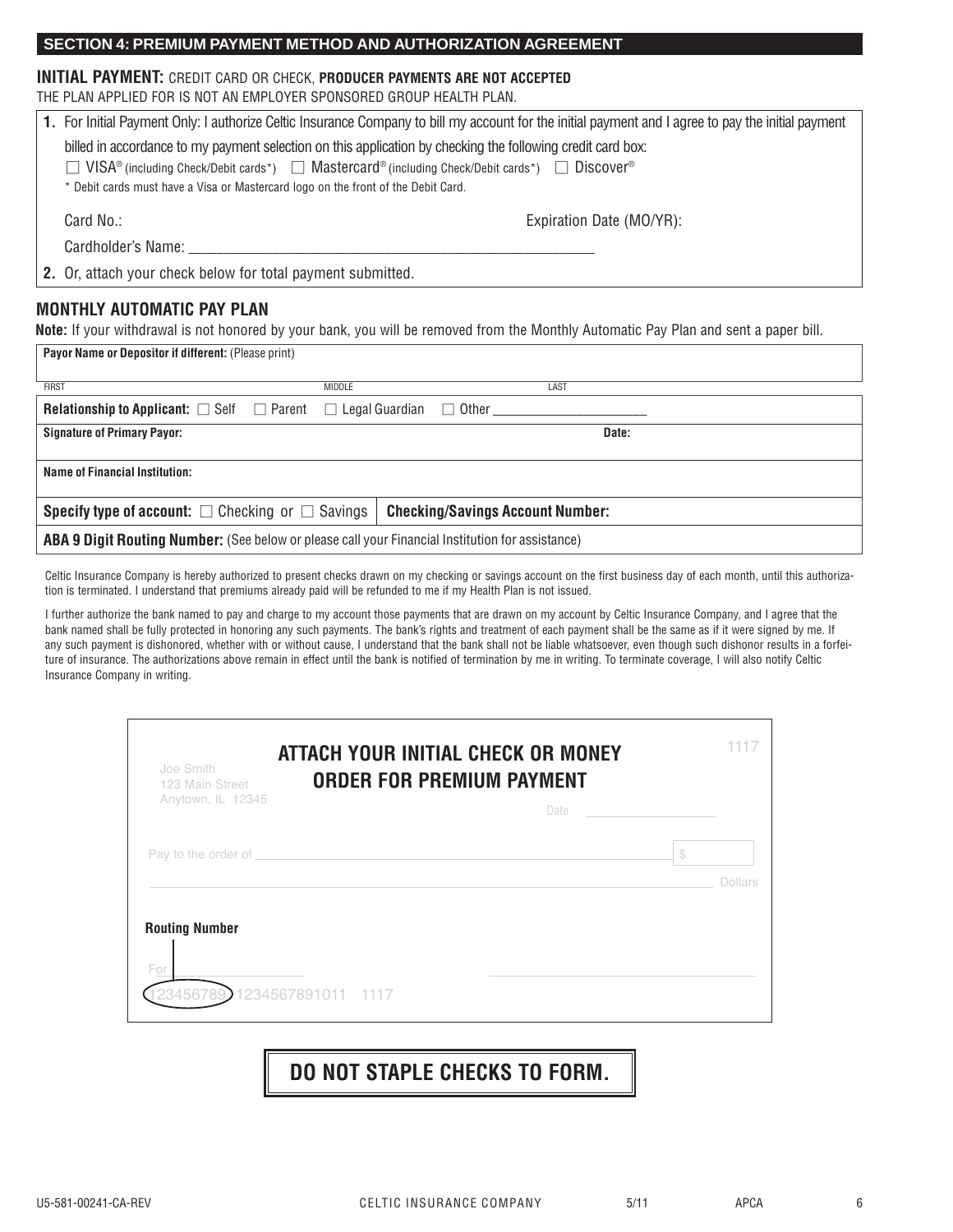## SECTION 4: PREMIUM PAYMENT METHOD AND AUTHORIZATION AGREEMENT

**INITIAL PAYMENT:** CREDIT CARD OR CHECK, **PRODUCER PAYMENTS ARE NOT ACCEPTED**

THE PLAN APPLIED FOR IS NOT AN EMPLOYER SPONSORED GROUP HEALTH PLAN.

**1.** For Initial Payment Only: I authorize Celtic Insurance Company to bill my account for the initial payment and I agree to pay the initial payment billed in accordance to my payment selection on this application by checking the following credit card box:

☐ VISA® (including Check/Debit cards*) ☐ Mastercard® (including Check/Debit cards*) ☐ Discover®

\* Debit cards must have a Visa or Mastercard logo on the front of the Debit Card.

Card No.: Expiration Date (MO/YR):

Cardholder's Name: ____________________________________________

**2.** Or, attach your check below for total payment submitted.

### MONTHLY AUTOMATIC PAY PLAN

**Note:** If your withdrawal is not honored by your bank, you will be removed from the Monthly Automatic Pay Plan and sent a paper bill.

| | |
|---|---|
| **Payor Name or Depositor if different:** (Please print)<br>FIRST MIDDLE LAST | |
| **Relationship to Applicant:** ☐ Self ☐ Parent ☐ Legal Guardian ☐ Other ____________ | |
| **Signature of Primary Payor:** | **Date:** |
| **Name of Financial Institution:** | |
| **Specify type of account:** ☐ Checking or ☐ Savings | **Checking/Savings Account Number:** |
| **ABA 9 Digit Routing Number:** (See below or please call your Financial Institution for assistance) | |

Celtic Insurance Company is hereby authorized to present checks drawn on my checking or savings account on the first business day of each month, until this authorization is terminated. I understand that premiums already paid will be refunded to me if my Health Plan is not issued.

I further authorize the bank named to pay and charge to my account those payments that are drawn on my account by Celtic Insurance Company, and I agree that the bank named shall be fully protected in honoring any such payments. The bank's rights and treatment of each payment shall be the same as if it were signed by me. If any such payment is dishonored, whether with or without cause, I understand that the bank shall not be liable whatsoever, even though such dishonor results in a forfeiture of insurance. The authorizations above remain in effect until the bank is notified of termination by me in writing. To terminate coverage, I will also notify Celtic Insurance Company in writing.

**ATTACH YOUR INITIAL CHECK OR MONEY ORDER FOR PREMIUM PAYMENT**

Joe Smith
123 Main Street
Anytown, IL 12345

1117

Date ____________

Pay to the order of ________________________________ $

________________________________ Dollars

**Routing Number**

For ____________

123456789 1234567891011 1117

**DO NOT STAPLE CHECKS TO FORM.**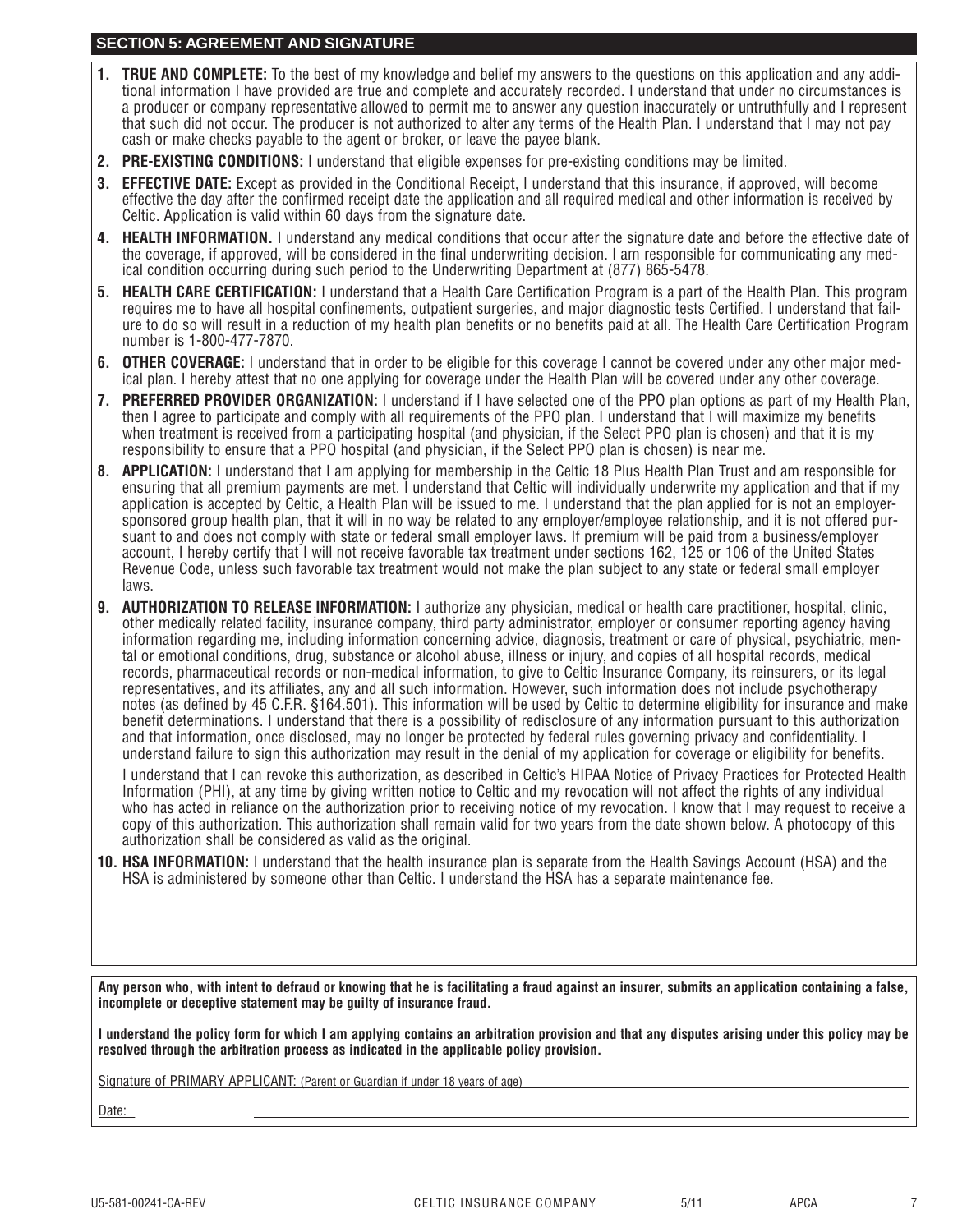## SECTION 5: AGREEMENT AND SIGNATURE

1. **TRUE AND COMPLETE:** To the best of my knowledge and belief my answers to the questions on this application and any additional information I have provided are true and complete and accurately recorded. I understand that under no circumstances is a producer or company representative allowed to permit me to answer any question inaccurately or untruthfully and I represent that such did not occur. The producer is not authorized to alter any terms of the Health Plan. I understand that I may not pay cash or make checks payable to the agent or broker, or leave the payee blank.
2. **PRE-EXISTING CONDITIONS:** I understand that eligible expenses for pre-existing conditions may be limited.
3. **EFFECTIVE DATE:** Except as provided in the Conditional Receipt, I understand that this insurance, if approved, will become effective the day after the confirmed receipt date the application and all required medical and other information is received by Celtic. Application is valid within 60 days from the signature date.
4. **HEALTH INFORMATION.** I understand any medical conditions that occur after the signature date and before the effective date of the coverage, if approved, will be considered in the final underwriting decision. I am responsible for communicating any medical condition occurring during such period to the Underwriting Department at (877) 865-5478.
5. **HEALTH CARE CERTIFICATION:** I understand that a Health Care Certification Program is a part of the Health Plan. This program requires me to have all hospital confinements, outpatient surgeries, and major diagnostic tests Certified. I understand that failure to do so will result in a reduction of my health plan benefits or no benefits paid at all. The Health Care Certification Program number is 1-800-477-7870.
6. **OTHER COVERAGE:** I understand that in order to be eligible for this coverage I cannot be covered under any other major medical plan. I hereby attest that no one applying for coverage under the Health Plan will be covered under any other coverage.
7. **PREFERRED PROVIDER ORGANIZATION:** I understand if I have selected one of the PPO plan options as part of my Health Plan, then I agree to participate and comply with all requirements of the PPO plan. I understand that I will maximize my benefits when treatment is received from a participating hospital (and physician, if the Select PPO plan is chosen) and that it is my responsibility to ensure that a PPO hospital (and physician, if the Select PPO plan is chosen) is near me.
8. **APPLICATION:** I understand that I am applying for membership in the Celtic 18 Plus Health Plan Trust and am responsible for ensuring that all premium payments are met. I understand that Celtic will individually underwrite my application and that if my application is accepted by Celtic, a Health Plan will be issued to me. I understand that the plan applied for is not an employer-sponsored group health plan, that it will in no way be related to any employer/employee relationship, and it is not offered pursuant to and does not comply with state or federal small employer laws. If premium will be paid from a business/employer account, I hereby certify that I will not receive favorable tax treatment under sections 162, 125 or 106 of the United States Revenue Code, unless such favorable tax treatment would not make the plan subject to any state or federal small employer laws.
9. **AUTHORIZATION TO RELEASE INFORMATION:** I authorize any physician, medical or health care practitioner, hospital, clinic, other medically related facility, insurance company, third party administrator, employer or consumer reporting agency having information regarding me, including information concerning advice, diagnosis, treatment or care of physical, psychiatric, mental or emotional conditions, drug, substance or alcohol abuse, illness or injury, and copies of all hospital records, medical records, pharmaceutical records or non-medical information, to give to Celtic Insurance Company, its reinsurers, or its legal representatives, and its affiliates, any and all such information. However, such information does not include psychotherapy notes (as defined by 45 C.F.R. §164.501). This information will be used by Celtic to determine eligibility for insurance and make benefit determinations. I understand that there is a possibility of redisclosure of any information pursuant to this authorization and that information, once disclosed, may no longer be protected by federal rules governing privacy and confidentiality. I understand failure to sign this authorization may result in the denial of my application for coverage or eligibility for benefits.

   I understand that I can revoke this authorization, as described in Celtic's HIPAA Notice of Privacy Practices for Protected Health Information (PHI), at any time by giving written notice to Celtic and my revocation will not affect the rights of any individual who has acted in reliance on the authorization prior to receiving notice of my revocation. I know that I may request to receive a copy of this authorization. This authorization shall remain valid for two years from the date shown below. A photocopy of this authorization shall be considered as valid as the original.
10. **HSA INFORMATION:** I understand that the health insurance plan is separate from the Health Savings Account (HSA) and the HSA is administered by someone other than Celtic. I understand the HSA has a separate maintenance fee.

**Any person who, with intent to defraud or knowing that he is facilitating a fraud against an insurer, submits an application containing a false, incomplete or deceptive statement may be guilty of insurance fraud.**

**I understand the policy form for which I am applying contains an arbitration provision and that any disputes arising under this policy may be resolved through the arbitration process as indicated in the applicable policy provision.**

Signature of PRIMARY APPLICANT: (Parent or Guardian if under 18 years of age) ______________________

Date: ______________________

U5-581-00241-CA-REV CELTIC INSURANCE COMPANY 5/11 APCA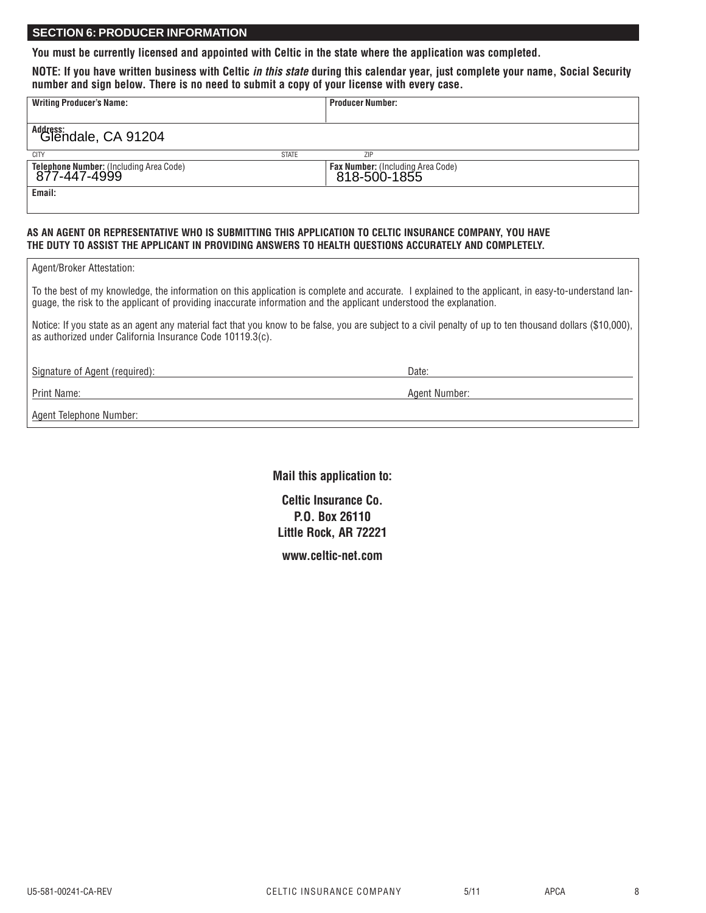## SECTION 6: PRODUCER INFORMATION

**You must be currently licensed and appointed with Celtic in the state where the application was completed.**

**NOTE: If you have written business with Celtic *in this state* during this calendar year, just complete your name, Social Security number and sign below. There is no need to submit a copy of your license with every case.**

| | |
|---|---|
| **Writing Producer's Name:** | **Producer Number:** |
| **Address:** Glendale, CA 91204 (CITY / STATE / ZIP) | |
| **Telephone Number:** (Including Area Code) 877-447-4999 | **Fax Number:** (Including Area Code) 818-500-1855 |
| **Email:** | |

**AS AN AGENT OR REPRESENTATIVE WHO IS SUBMITTING THIS APPLICATION TO CELTIC INSURANCE COMPANY, YOU HAVE THE DUTY TO ASSIST THE APPLICANT IN PROVIDING ANSWERS TO HEALTH QUESTIONS ACCURATELY AND COMPLETELY.**

Agent/Broker Attestation:

To the best of my knowledge, the information on this application is complete and accurate. I explained to the applicant, in easy-to-understand language, the risk to the applicant of providing inaccurate information and the applicant understood the explanation.

Notice: If you state as an agent any material fact that you know to be false, you are subject to a civil penalty of up to ten thousand dollars ($10,000), as authorized under California Insurance Code 10119.3(c).

Signature of Agent (required): ____________________ Date: ____________________

Print Name: ____________________ Agent Number: ____________________

Agent Telephone Number: ____________________

**Mail this application to:**

**Celtic Insurance Co.**
**P.O. Box 26110**
**Little Rock, AR 72221**

**www.celtic-net.com**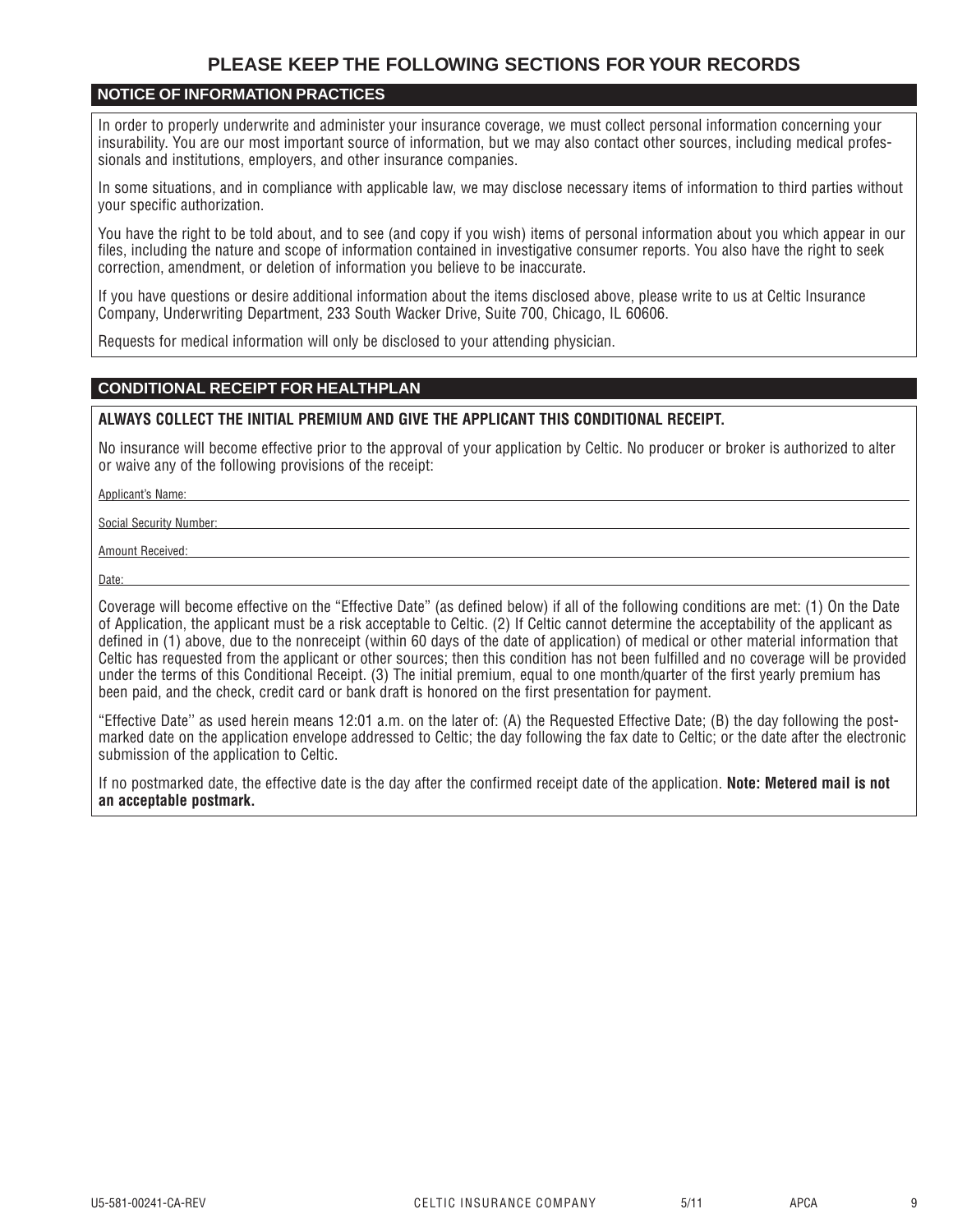# PLEASE KEEP THE FOLLOWING SECTIONS FOR YOUR RECORDS

## NOTICE OF INFORMATION PRACTICES

In order to properly underwrite and administer your insurance coverage, we must collect personal information concerning your insurability. You are our most important source of information, but we may also contact other sources, including medical professionals and institutions, employers, and other insurance companies.

In some situations, and in compliance with applicable law, we may disclose necessary items of information to third parties without your specific authorization.

You have the right to be told about, and to see (and copy if you wish) items of personal information about you which appear in our files, including the nature and scope of information contained in investigative consumer reports. You also have the right to seek correction, amendment, or deletion of information you believe to be inaccurate.

If you have questions or desire additional information about the items disclosed above, please write to us at Celtic Insurance Company, Underwriting Department, 233 South Wacker Drive, Suite 700, Chicago, IL 60606.

Requests for medical information will only be disclosed to your attending physician.

## CONDITIONAL RECEIPT FOR HEALTHPLAN

**ALWAYS COLLECT THE INITIAL PREMIUM AND GIVE THE APPLICANT THIS CONDITIONAL RECEIPT.**

No insurance will become effective prior to the approval of your application by Celtic. No producer or broker is authorized to alter or waive any of the following provisions of the receipt:

Applicant's Name: \_\_\_\_\_\_\_\_\_\_\_\_\_\_\_\_\_\_\_\_

Social Security Number: \_\_\_\_\_\_\_\_\_\_\_\_\_\_\_\_\_\_\_\_

Amount Received: \_\_\_\_\_\_\_\_\_\_\_\_\_\_\_\_\_\_\_\_

Date: \_\_\_\_\_\_\_\_\_\_\_\_\_\_\_\_\_\_\_\_

Coverage will become effective on the "Effective Date" (as defined below) if all of the following conditions are met: (1) On the Date of Application, the applicant must be a risk acceptable to Celtic. (2) If Celtic cannot determine the acceptability of the applicant as defined in (1) above, due to the nonreceipt (within 60 days of the date of application) of medical or other material information that Celtic has requested from the applicant or other sources; then this condition has not been fulfilled and no coverage will be provided under the terms of this Conditional Receipt. (3) The initial premium, equal to one month/quarter of the first yearly premium has been paid, and the check, credit card or bank draft is honored on the first presentation for payment.

"Effective Date'' as used herein means 12:01 a.m. on the later of: (A) the Requested Effective Date; (B) the day following the postmarked date on the application envelope addressed to Celtic; the day following the fax date to Celtic; or the date after the electronic submission of the application to Celtic.

If no postmarked date, the effective date is the day after the confirmed receipt date of the application. **Note: Metered mail is not an acceptable postmark.**

U5-581-00241-CA-REV CELTIC INSURANCE COMPANY 5/11 APCA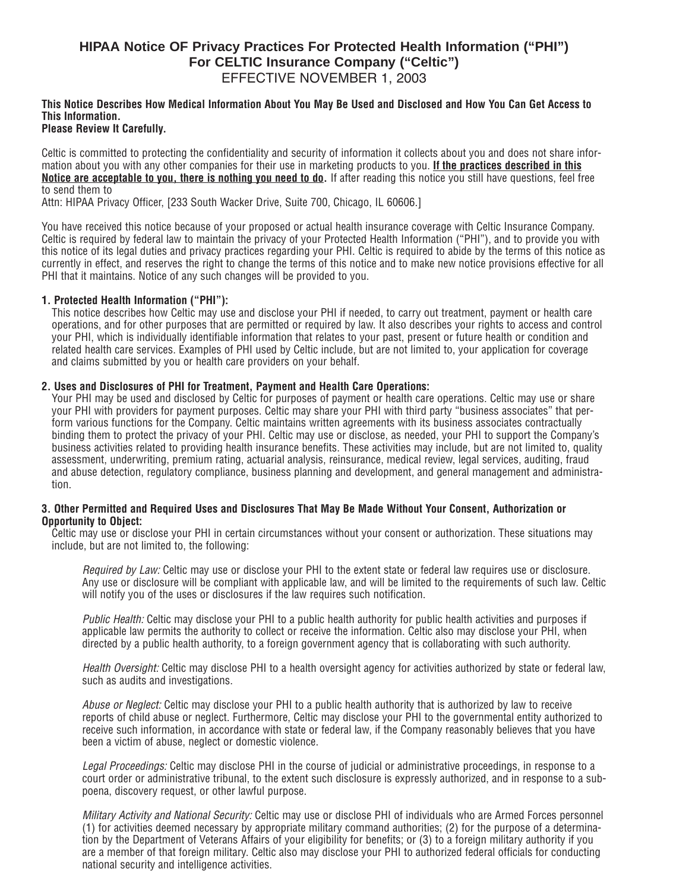# HIPAA Notice OF Privacy Practices For Protected Health Information ("PHI") For CELTIC Insurance Company ("Celtic")

EFFECTIVE NOVEMBER 1, 2003

**This Notice Describes How Medical Information About You May Be Used and Disclosed and How You Can Get Access to This Information.**
**Please Review It Carefully.**

Celtic is committed to protecting the confidentiality and security of information it collects about you and does not share information about you with any other companies for their use in marketing products to you. **If the practices described in this Notice are acceptable to you, there is nothing you need to do.** If after reading this notice you still have questions, feel free to send them to
Attn: HIPAA Privacy Officer, [233 South Wacker Drive, Suite 700, Chicago, IL 60606.]

You have received this notice because of your proposed or actual health insurance coverage with Celtic Insurance Company. Celtic is required by federal law to maintain the privacy of your Protected Health Information ("PHI"), and to provide you with this notice of its legal duties and privacy practices regarding your PHI. Celtic is required to abide by the terms of this notice as currently in effect, and reserves the right to change the terms of this notice and to make new notice provisions effective for all PHI that it maintains. Notice of any such changes will be provided to you.

**1. Protected Health Information ("PHI"):**

This notice describes how Celtic may use and disclose your PHI if needed, to carry out treatment, payment or health care operations, and for other purposes that are permitted or required by law. It also describes your rights to access and control your PHI, which is individually identifiable information that relates to your past, present or future health or condition and related health care services. Examples of PHI used by Celtic include, but are not limited to, your application for coverage and claims submitted by you or health care providers on your behalf.

**2. Uses and Disclosures of PHI for Treatment, Payment and Health Care Operations:**

Your PHI may be used and disclosed by Celtic for purposes of payment or health care operations. Celtic may use or share your PHI with providers for payment purposes. Celtic may share your PHI with third party "business associates" that perform various functions for the Company. Celtic maintains written agreements with its business associates contractually binding them to protect the privacy of your PHI. Celtic may use or disclose, as needed, your PHI to support the Company's business activities related to providing health insurance benefits. These activities may include, but are not limited to, quality assessment, underwriting, premium rating, actuarial analysis, reinsurance, medical review, legal services, auditing, fraud and abuse detection, regulatory compliance, business planning and development, and general management and administration.

**3. Other Permitted and Required Uses and Disclosures That May Be Made Without Your Consent, Authorization or Opportunity to Object:**

Celtic may use or disclose your PHI in certain circumstances without your consent or authorization. These situations may include, but are not limited to, the following:

*Required by Law:* Celtic may use or disclose your PHI to the extent state or federal law requires use or disclosure. Any use or disclosure will be compliant with applicable law, and will be limited to the requirements of such law. Celtic will notify you of the uses or disclosures if the law requires such notification.

*Public Health:* Celtic may disclose your PHI to a public health authority for public health activities and purposes if applicable law permits the authority to collect or receive the information. Celtic also may disclose your PHI, when directed by a public health authority, to a foreign government agency that is collaborating with such authority.

*Health Oversight:* Celtic may disclose PHI to a health oversight agency for activities authorized by state or federal law, such as audits and investigations.

*Abuse or Neglect:* Celtic may disclose your PHI to a public health authority that is authorized by law to receive reports of child abuse or neglect. Furthermore, Celtic may disclose your PHI to the governmental entity authorized to receive such information, in accordance with state or federal law, if the Company reasonably believes that you have been a victim of abuse, neglect or domestic violence.

*Legal Proceedings:* Celtic may disclose PHI in the course of judicial or administrative proceedings, in response to a court order or administrative tribunal, to the extent such disclosure is expressly authorized, and in response to a subpoena, discovery request, or other lawful purpose.

*Military Activity and National Security:* Celtic may use or disclose PHI of individuals who are Armed Forces personnel (1) for activities deemed necessary by appropriate military command authorities; (2) for the purpose of a determination by the Department of Veterans Affairs of your eligibility for benefits; or (3) to a foreign military authority if you are a member of that foreign military. Celtic also may disclose your PHI to authorized federal officials for conducting national security and intelligence activities.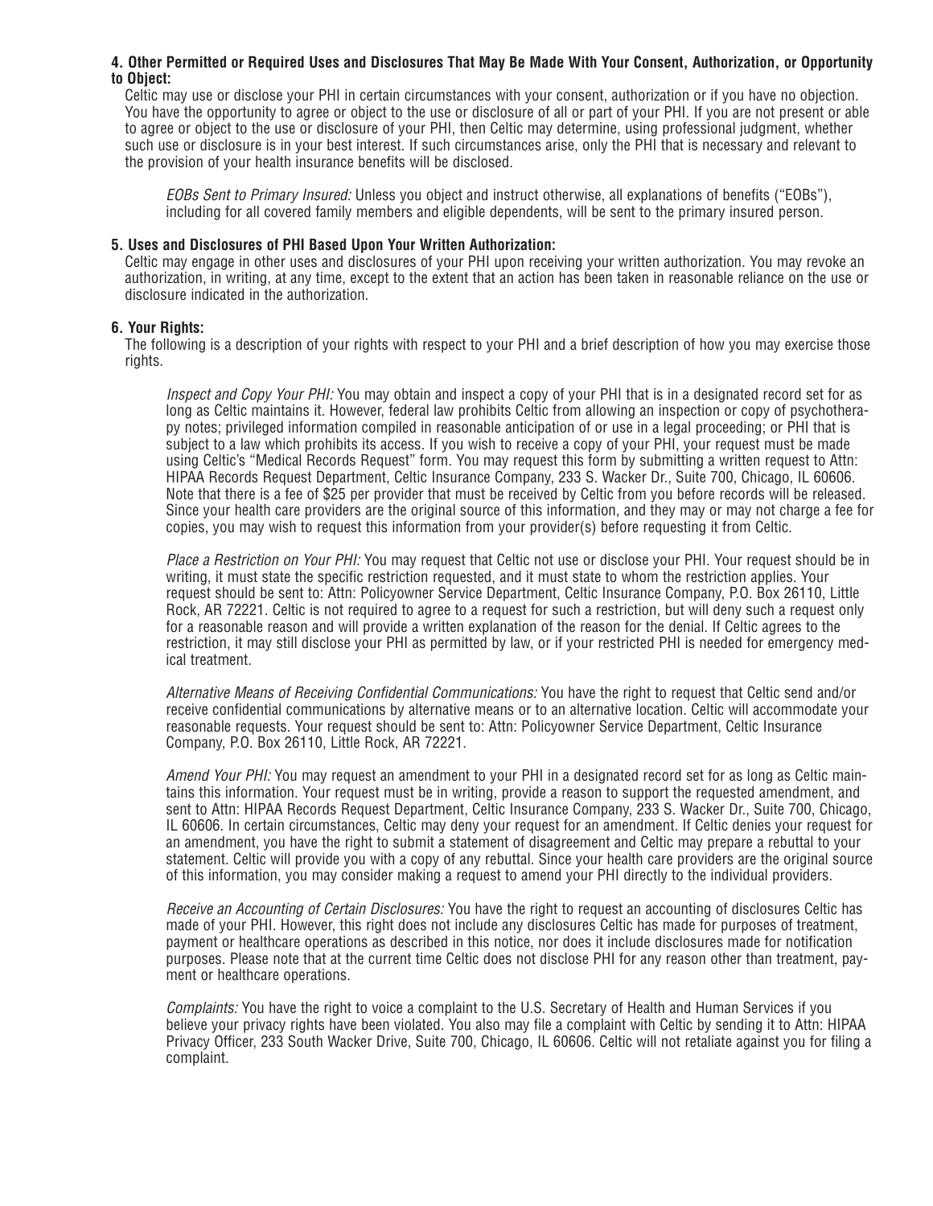**4. Other Permitted or Required Uses and Disclosures That May Be Made With Your Consent, Authorization, or Opportunity to Object:**

Celtic may use or disclose your PHI in certain circumstances with your consent, authorization or if you have no objection. You have the opportunity to agree or object to the use or disclosure of all or part of your PHI. If you are not present or able to agree or object to the use or disclosure of your PHI, then Celtic may determine, using professional judgment, whether such use or disclosure is in your best interest. If such circumstances arise, only the PHI that is necessary and relevant to the provision of your health insurance benefits will be disclosed.

*EOBs Sent to Primary Insured:* Unless you object and instruct otherwise, all explanations of benefits ("EOBs"), including for all covered family members and eligible dependents, will be sent to the primary insured person.

**5. Uses and Disclosures of PHI Based Upon Your Written Authorization:**

Celtic may engage in other uses and disclosures of your PHI upon receiving your written authorization. You may revoke an authorization, in writing, at any time, except to the extent that an action has been taken in reasonable reliance on the use or disclosure indicated in the authorization.

**6. Your Rights:**

The following is a description of your rights with respect to your PHI and a brief description of how you may exercise those rights.

*Inspect and Copy Your PHI:* You may obtain and inspect a copy of your PHI that is in a designated record set for as long as Celtic maintains it. However, federal law prohibits Celtic from allowing an inspection or copy of psychotherapy notes; privileged information compiled in reasonable anticipation of or use in a legal proceeding; or PHI that is subject to a law which prohibits its access. If you wish to receive a copy of your PHI, your request must be made using Celtic's "Medical Records Request" form. You may request this form by submitting a written request to Attn: HIPAA Records Request Department, Celtic Insurance Company, 233 S. Wacker Dr., Suite 700, Chicago, IL 60606. Note that there is a fee of $25 per provider that must be received by Celtic from you before records will be released. Since your health care providers are the original source of this information, and they may or may not charge a fee for copies, you may wish to request this information from your provider(s) before requesting it from Celtic.

*Place a Restriction on Your PHI:* You may request that Celtic not use or disclose your PHI. Your request should be in writing, it must state the specific restriction requested, and it must state to whom the restriction applies. Your request should be sent to: Attn: Policyowner Service Department, Celtic Insurance Company, P.O. Box 26110, Little Rock, AR 72221. Celtic is not required to agree to a request for such a restriction, but will deny such a request only for a reasonable reason and will provide a written explanation of the reason for the denial. If Celtic agrees to the restriction, it may still disclose your PHI as permitted by law, or if your restricted PHI is needed for emergency medical treatment.

*Alternative Means of Receiving Confidential Communications:* You have the right to request that Celtic send and/or receive confidential communications by alternative means or to an alternative location. Celtic will accommodate your reasonable requests. Your request should be sent to: Attn: Policyowner Service Department, Celtic Insurance Company, P.O. Box 26110, Little Rock, AR 72221.

*Amend Your PHI:* You may request an amendment to your PHI in a designated record set for as long as Celtic maintains this information. Your request must be in writing, provide a reason to support the requested amendment, and sent to Attn: HIPAA Records Request Department, Celtic Insurance Company, 233 S. Wacker Dr., Suite 700, Chicago, IL 60606. In certain circumstances, Celtic may deny your request for an amendment. If Celtic denies your request for an amendment, you have the right to submit a statement of disagreement and Celtic may prepare a rebuttal to your statement. Celtic will provide you with a copy of any rebuttal. Since your health care providers are the original source of this information, you may consider making a request to amend your PHI directly to the individual providers.

*Receive an Accounting of Certain Disclosures:* You have the right to request an accounting of disclosures Celtic has made of your PHI. However, this right does not include any disclosures Celtic has made for purposes of treatment, payment or healthcare operations as described in this notice, nor does it include disclosures made for notification purposes. Please note that at the current time Celtic does not disclose PHI for any reason other than treatment, payment or healthcare operations.

*Complaints:* You have the right to voice a complaint to the U.S. Secretary of Health and Human Services if you believe your privacy rights have been violated. You also may file a complaint with Celtic by sending it to Attn: HIPAA Privacy Officer, 233 South Wacker Drive, Suite 700, Chicago, IL 60606. Celtic will not retaliate against you for filing a complaint.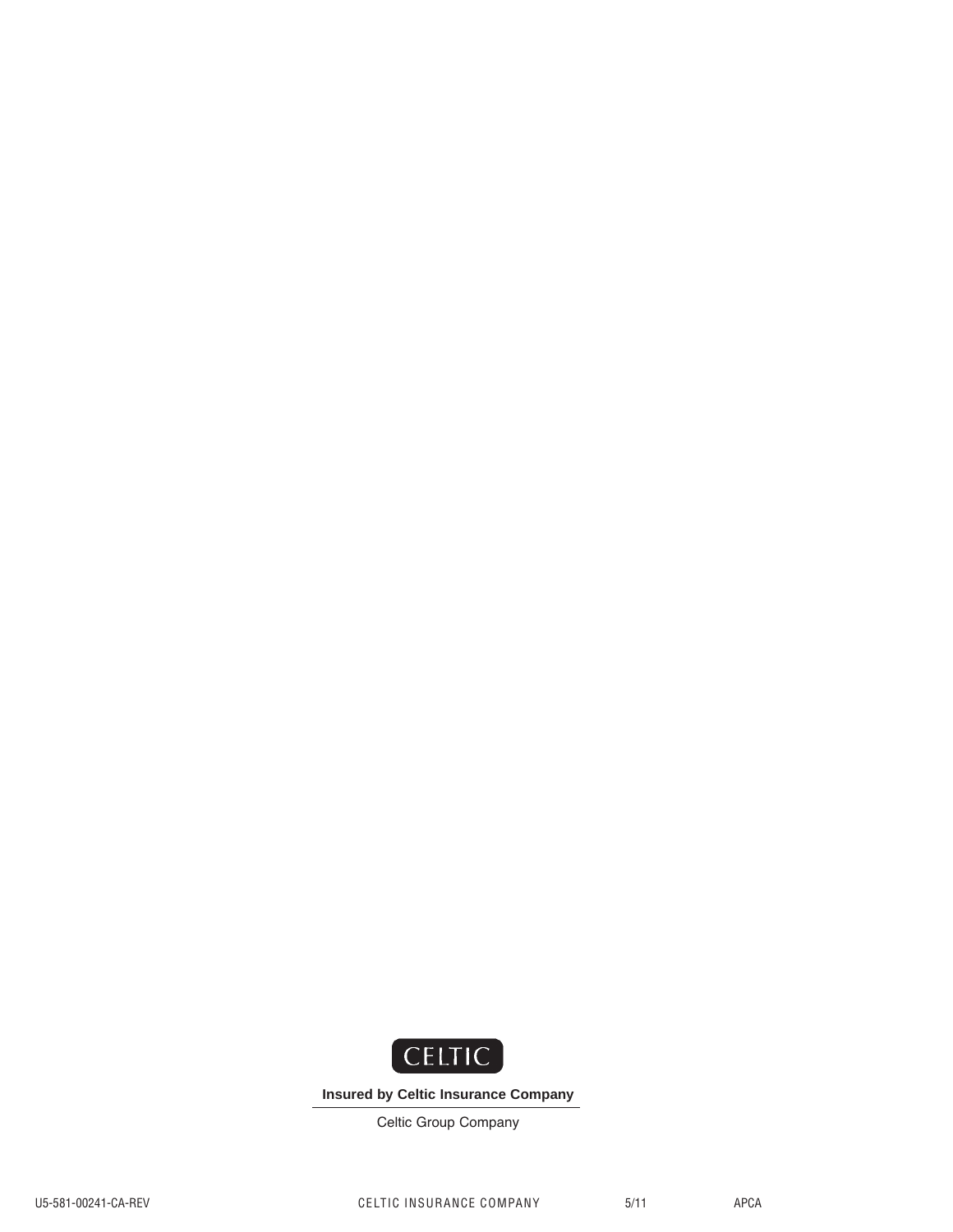CELTIC

**Insured by Celtic Insurance Company**

Celtic Group Company

U5-581-00241-CA-REV CELTIC INSURANCE COMPANY 5/11 APCA